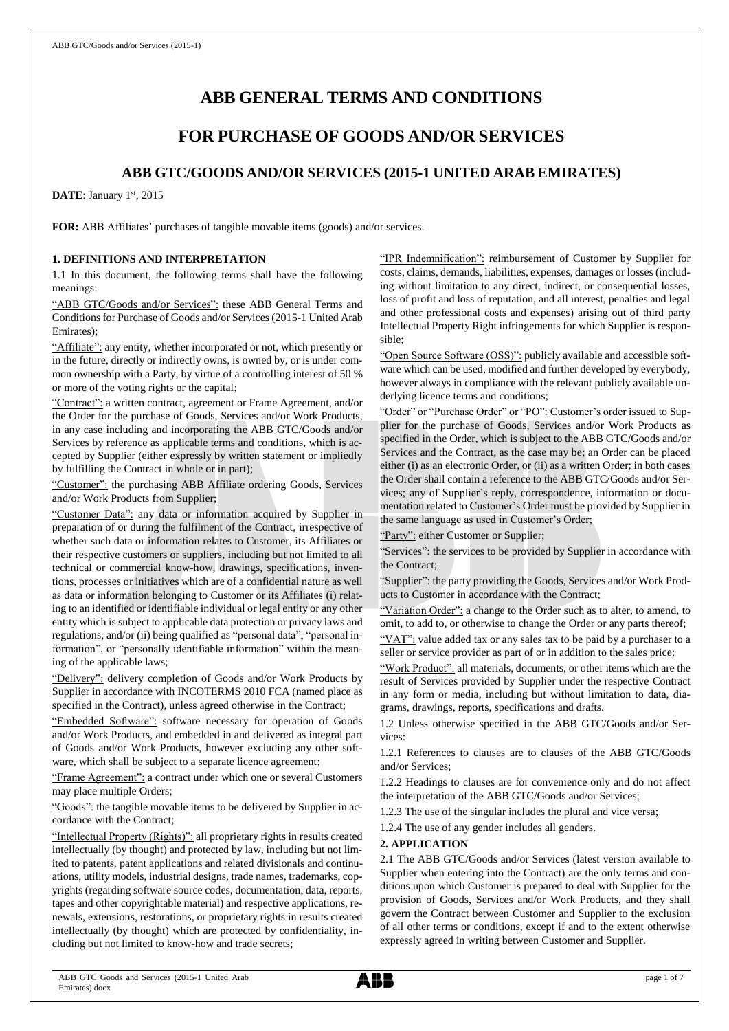# ABB GENERAL TERMS AND CONDITIONS

# FOR PURCHASE OF GOODS AND/OR SERVICES

## ABB GTC/GOODS AND/OR SERVICES (2015-1 UNITED ARAB EMIRATES)

**DATE**: January 1st, 2015

**FOR:** ABB Affiliates' purchases of tangible movable items (goods) and/or services.

### 1. DEFINITIONS AND INTERPRETATION

1.1 In this document, the following terms shall have the following meanings:

"ABB GTC/Goods and/or Services": these ABB General Terms and Conditions for Purchase of Goods and/or Services (2015-1 United Arab Emirates);

"Affiliate": any entity, whether incorporated or not, which presently or in the future, directly or indirectly owns, is owned by, or is under common ownership with a Party, by virtue of a controlling interest of 50 % or more of the voting rights or the capital;

"Contract": a written contract, agreement or Frame Agreement, and/or the Order for the purchase of Goods, Services and/or Work Products, in any case including and incorporating the ABB GTC/Goods and/or Services by reference as applicable terms and conditions, which is accepted by Supplier (either expressly by written statement or impliedly by fulfilling the Contract in whole or in part);

"Customer": the purchasing ABB Affiliate ordering Goods, Services and/or Work Products from Supplier;

"Customer Data": any data or information acquired by Supplier in preparation of or during the fulfilment of the Contract, irrespective of whether such data or information relates to Customer, its Affiliates or their respective customers or suppliers, including but not limited to all technical or commercial know-how, drawings, specifications, inventions, processes or initiatives which are of a confidential nature as well as data or information belonging to Customer or its Affiliates (i) relating to an identified or identifiable individual or legal entity or any other entity which is subject to applicable data protection or privacy laws and regulations, and/or (ii) being qualified as "personal data", "personal information", or "personally identifiable information" within the meaning of the applicable laws;

"Delivery": delivery completion of Goods and/or Work Products by Supplier in accordance with INCOTERMS 2010 FCA (named place as specified in the Contract), unless agreed otherwise in the Contract;

"Embedded Software": software necessary for operation of Goods and/or Work Products, and embedded in and delivered as integral part of Goods and/or Work Products, however excluding any other software, which shall be subject to a separate licence agreement;

"Frame Agreement": a contract under which one or several Customers may place multiple Orders;

"Goods": the tangible movable items to be delivered by Supplier in accordance with the Contract;

"Intellectual Property (Rights)": all proprietary rights in results created intellectually (by thought) and protected by law, including but not limited to patents, patent applications and related divisionals and continuations, utility models, industrial designs, trade names, trademarks, copyrights (regarding software source codes, documentation, data, reports, tapes and other copyrightable material) and respective applications, renewals, extensions, restorations, or proprietary rights in results created intellectually (by thought) which are protected by confidentiality, including but not limited to know-how and trade secrets;

"IPR Indemnification": reimbursement of Customer by Supplier for costs, claims, demands, liabilities, expenses, damages or losses (including without limitation to any direct, indirect, or consequential losses, loss of profit and loss of reputation, and all interest, penalties and legal and other professional costs and expenses) arising out of third party Intellectual Property Right infringements for which Supplier is responsible;

"Open Source Software (OSS)": publicly available and accessible software which can be used, modified and further developed by everybody, however always in compliance with the relevant publicly available underlying licence terms and conditions;

"Order" or "Purchase Order" or "PO": Customer's order issued to Supplier for the purchase of Goods, Services and/or Work Products as specified in the Order, which is subject to the ABB GTC/Goods and/or Services and the Contract, as the case may be; an Order can be placed either (i) as an electronic Order, or (ii) as a written Order; in both cases the Order shall contain a reference to the ABB GTC/Goods and/or Services; any of Supplier's reply, correspondence, information or documentation related to Customer's Order must be provided by Supplier in the same language as used in Customer's Order;

"Party": either Customer or Supplier;

"Services": the services to be provided by Supplier in accordance with the Contract;

"Supplier": the party providing the Goods, Services and/or Work Products to Customer in accordance with the Contract;

"Variation Order": a change to the Order such as to alter, to amend, to omit, to add to, or otherwise to change the Order or any parts thereof;

"VAT": value added tax or any sales tax to be paid by a purchaser to a seller or service provider as part of or in addition to the sales price;

"Work Product": all materials, documents, or other items which are the result of Services provided by Supplier under the respective Contract in any form or media, including but without limitation to data, diagrams, drawings, reports, specifications and drafts.

1.2 Unless otherwise specified in the ABB GTC/Goods and/or Services:

1.2.1 References to clauses are to clauses of the ABB GTC/Goods and/or Services;

1.2.2 Headings to clauses are for convenience only and do not affect the interpretation of the ABB GTC/Goods and/or Services;

1.2.3 The use of the singular includes the plural and vice versa;

1.2.4 The use of any gender includes all genders.

### 2. APPLICATION

2.1 The ABB GTC/Goods and/or Services (latest version available to Supplier when entering into the Contract) are the only terms and conditions upon which Customer is prepared to deal with Supplier for the provision of Goods, Services and/or Work Products, and they shall govern the Contract between Customer and Supplier to the exclusion of all other terms or conditions, except if and to the extent otherwise expressly agreed in writing between Customer and Supplier.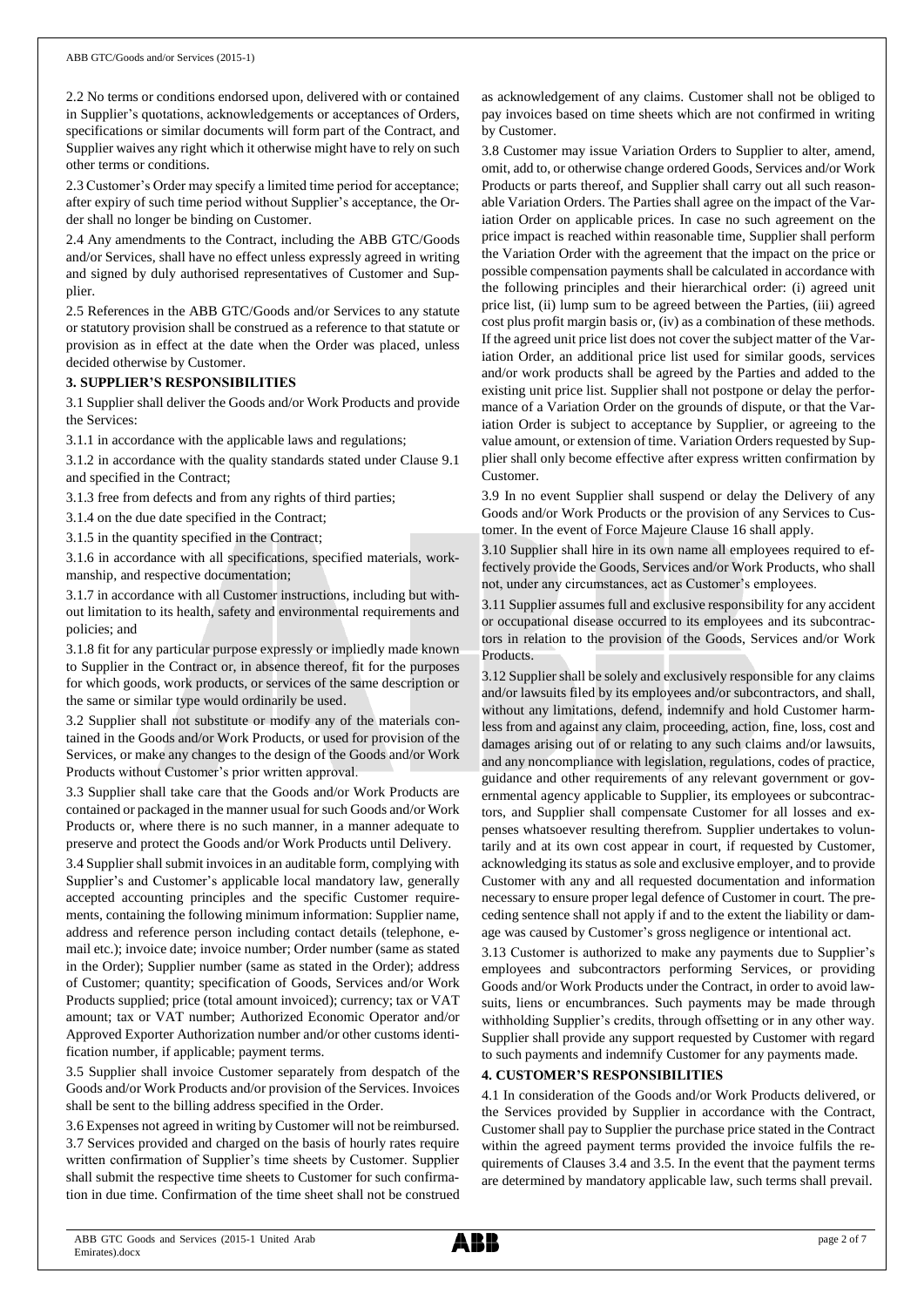2.2 No terms or conditions endorsed upon, delivered with or contained in Supplier's quotations, acknowledgements or acceptances of Orders, specifications or similar documents will form part of the Contract, and Supplier waives any right which it otherwise might have to rely on such other terms or conditions.

2.3 Customer's Order may specify a limited time period for acceptance; after expiry of such time period without Supplier's acceptance, the Order shall no longer be binding on Customer.

2.4 Any amendments to the Contract, including the ABB GTC/Goods and/or Services, shall have no effect unless expressly agreed in writing and signed by duly authorised representatives of Customer and Supplier.

2.5 References in the ABB GTC/Goods and/or Services to any statute or statutory provision shall be construed as a reference to that statute or provision as in effect at the date when the Order was placed, unless decided otherwise by Customer.

## 3. SUPPLIER'S RESPONSIBILITIES

3.1 Supplier shall deliver the Goods and/or Work Products and provide the Services:

3.1.1 in accordance with the applicable laws and regulations;

3.1.2 in accordance with the quality standards stated under Clause 9.1 and specified in the Contract;

3.1.3 free from defects and from any rights of third parties;

3.1.4 on the due date specified in the Contract;

3.1.5 in the quantity specified in the Contract;

3.1.6 in accordance with all specifications, specified materials, workmanship, and respective documentation;

3.1.7 in accordance with all Customer instructions, including but without limitation to its health, safety and environmental requirements and policies; and

3.1.8 fit for any particular purpose expressly or impliedly made known to Supplier in the Contract or, in absence thereof, fit for the purposes for which goods, work products, or services of the same description or the same or similar type would ordinarily be used.

3.2 Supplier shall not substitute or modify any of the materials contained in the Goods and/or Work Products, or used for provision of the Services, or make any changes to the design of the Goods and/or Work Products without Customer's prior written approval.

3.3 Supplier shall take care that the Goods and/or Work Products are contained or packaged in the manner usual for such Goods and/or Work Products or, where there is no such manner, in a manner adequate to preserve and protect the Goods and/or Work Products until Delivery.

3.4 Supplier shall submit invoices in an auditable form, complying with Supplier's and Customer's applicable local mandatory law, generally accepted accounting principles and the specific Customer requirements, containing the following minimum information: Supplier name, address and reference person including contact details (telephone, e-mail etc.); invoice date; invoice number; Order number (same as stated in the Order); Supplier number (same as stated in the Order); address of Customer; quantity; specification of Goods, Services and/or Work Products supplied; price (total amount invoiced); currency; tax or VAT amount; tax or VAT number; Authorized Economic Operator and/or Approved Exporter Authorization number and/or other customs identification number, if applicable; payment terms.

3.5 Supplier shall invoice Customer separately from despatch of the Goods and/or Work Products and/or provision of the Services. Invoices shall be sent to the billing address specified in the Order.

3.6 Expenses not agreed in writing by Customer will not be reimbursed.

3.7 Services provided and charged on the basis of hourly rates require written confirmation of Supplier's time sheets by Customer. Supplier shall submit the respective time sheets to Customer for such confirmation in due time. Confirmation of the time sheet shall not be construed as acknowledgement of any claims. Customer shall not be obliged to pay invoices based on time sheets which are not confirmed in writing by Customer.

3.8 Customer may issue Variation Orders to Supplier to alter, amend, omit, add to, or otherwise change ordered Goods, Services and/or Work Products or parts thereof, and Supplier shall carry out all such reasonable Variation Orders. The Parties shall agree on the impact of the Variation Order on applicable prices. In case no such agreement on the price impact is reached within reasonable time, Supplier shall perform the Variation Order with the agreement that the impact on the price or possible compensation payments shall be calculated in accordance with the following principles and their hierarchical order: (i) agreed unit price list, (ii) lump sum to be agreed between the Parties, (iii) agreed cost plus profit margin basis or, (iv) as a combination of these methods. If the agreed unit price list does not cover the subject matter of the Variation Order, an additional price list used for similar goods, services and/or work products shall be agreed by the Parties and added to the existing unit price list. Supplier shall not postpone or delay the performance of a Variation Order on the grounds of dispute, or that the Variation Order is subject to acceptance by Supplier, or agreeing to the value amount, or extension of time. Variation Orders requested by Supplier shall only become effective after express written confirmation by Customer.

3.9 In no event Supplier shall suspend or delay the Delivery of any Goods and/or Work Products or the provision of any Services to Customer. In the event of Force Majeure Clause 16 shall apply.

3.10 Supplier shall hire in its own name all employees required to effectively provide the Goods, Services and/or Work Products, who shall not, under any circumstances, act as Customer's employees.

3.11 Supplier assumes full and exclusive responsibility for any accident or occupational disease occurred to its employees and its subcontractors in relation to the provision of the Goods, Services and/or Work Products.

3.12 Supplier shall be solely and exclusively responsible for any claims and/or lawsuits filed by its employees and/or subcontractors, and shall, without any limitations, defend, indemnify and hold Customer harmless from and against any claim, proceeding, action, fine, loss, cost and damages arising out of or relating to any such claims and/or lawsuits, and any noncompliance with legislation, regulations, codes of practice, guidance and other requirements of any relevant government or governmental agency applicable to Supplier, its employees or subcontractors, and Supplier shall compensate Customer for all losses and expenses whatsoever resulting therefrom. Supplier undertakes to voluntarily and at its own cost appear in court, if requested by Customer, acknowledging its status as sole and exclusive employer, and to provide Customer with any and all requested documentation and information necessary to ensure proper legal defence of Customer in court. The preceding sentence shall not apply if and to the extent the liability or damage was caused by Customer's gross negligence or intentional act.

3.13 Customer is authorized to make any payments due to Supplier's employees and subcontractors performing Services, or providing Goods and/or Work Products under the Contract, in order to avoid lawsuits, liens or encumbrances. Such payments may be made through withholding Supplier's credits, through offsetting or in any other way. Supplier shall provide any support requested by Customer with regard to such payments and indemnify Customer for any payments made.

## 4. CUSTOMER'S RESPONSIBILITIES

4.1 In consideration of the Goods and/or Work Products delivered, or the Services provided by Supplier in accordance with the Contract, Customer shall pay to Supplier the purchase price stated in the Contract within the agreed payment terms provided the invoice fulfils the requirements of Clauses 3.4 and 3.5. In the event that the payment terms are determined by mandatory applicable law, such terms shall prevail.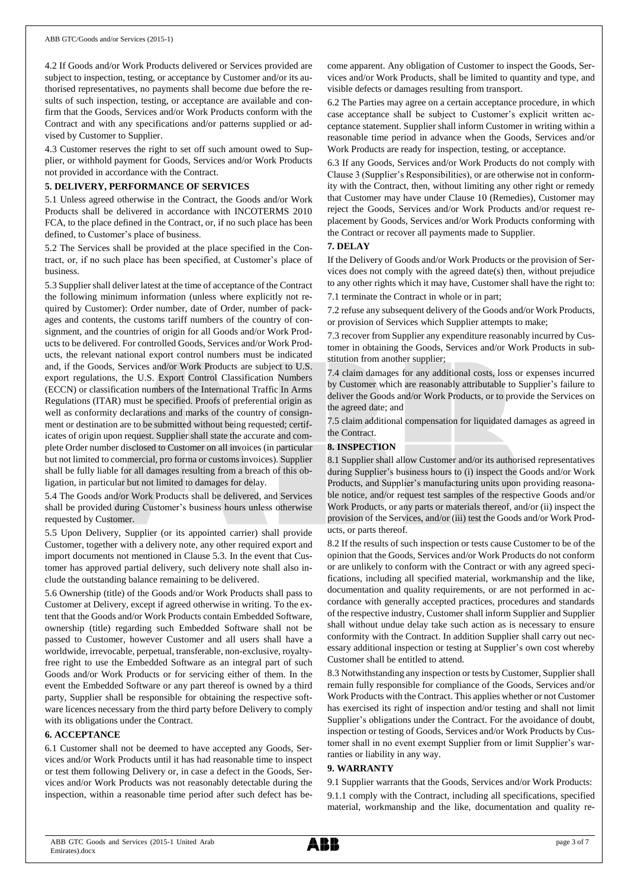4.2 If Goods and/or Work Products delivered or Services provided are subject to inspection, testing, or acceptance by Customer and/or its authorised representatives, no payments shall become due before the results of such inspection, testing, or acceptance are available and confirm that the Goods, Services and/or Work Products conform with the Contract and with any specifications and/or patterns supplied or advised by Customer to Supplier.

4.3 Customer reserves the right to set off such amount owed to Supplier, or withhold payment for Goods, Services and/or Work Products not provided in accordance with the Contract.

## 5. DELIVERY, PERFORMANCE OF SERVICES

5.1 Unless agreed otherwise in the Contract, the Goods and/or Work Products shall be delivered in accordance with INCOTERMS 2010 FCA, to the place defined in the Contract, or, if no such place has been defined, to Customer's place of business.

5.2 The Services shall be provided at the place specified in the Contract, or, if no such place has been specified, at Customer's place of business.

5.3 Supplier shall deliver latest at the time of acceptance of the Contract the following minimum information (unless where explicitly not required by Customer): Order number, date of Order, number of packages and contents, the customs tariff numbers of the country of consignment, and the countries of origin for all Goods and/or Work Products to be delivered. For controlled Goods, Services and/or Work Products, the relevant national export control numbers must be indicated and, if the Goods, Services and/or Work Products are subject to U.S. export regulations, the U.S. Export Control Classification Numbers (ECCN) or classification numbers of the International Traffic In Arms Regulations (ITAR) must be specified. Proofs of preferential origin as well as conformity declarations and marks of the country of consignment or destination are to be submitted without being requested; certificates of origin upon request. Supplier shall state the accurate and complete Order number disclosed to Customer on all invoices (in particular but not limited to commercial, pro forma or customs invoices). Supplier shall be fully liable for all damages resulting from a breach of this obligation, in particular but not limited to damages for delay.

5.4 The Goods and/or Work Products shall be delivered, and Services shall be provided during Customer's business hours unless otherwise requested by Customer.

5.5 Upon Delivery, Supplier (or its appointed carrier) shall provide Customer, together with a delivery note, any other required export and import documents not mentioned in Clause 5.3. In the event that Customer has approved partial delivery, such delivery note shall also include the outstanding balance remaining to be delivered.

5.6 Ownership (title) of the Goods and/or Work Products shall pass to Customer at Delivery, except if agreed otherwise in writing. To the extent that the Goods and/or Work Products contain Embedded Software, ownership (title) regarding such Embedded Software shall not be passed to Customer, however Customer and all users shall have a worldwide, irrevocable, perpetual, transferable, non-exclusive, royalty-free right to use the Embedded Software as an integral part of such Goods and/or Work Products or for servicing either of them. In the event the Embedded Software or any part thereof is owned by a third party, Supplier shall be responsible for obtaining the respective software licences necessary from the third party before Delivery to comply with its obligations under the Contract.

## 6. ACCEPTANCE

6.1 Customer shall not be deemed to have accepted any Goods, Services and/or Work Products until it has had reasonable time to inspect or test them following Delivery or, in case a defect in the Goods, Services and/or Work Products was not reasonably detectable during the inspection, within a reasonable time period after such defect has become apparent. Any obligation of Customer to inspect the Goods, Services and/or Work Products, shall be limited to quantity and type, and visible defects or damages resulting from transport.

6.2 The Parties may agree on a certain acceptance procedure, in which case acceptance shall be subject to Customer's explicit written acceptance statement. Supplier shall inform Customer in writing within a reasonable time period in advance when the Goods, Services and/or Work Products are ready for inspection, testing, or acceptance.

6.3 If any Goods, Services and/or Work Products do not comply with Clause 3 (Supplier's Responsibilities), or are otherwise not in conformity with the Contract, then, without limiting any other right or remedy that Customer may have under Clause 10 (Remedies), Customer may reject the Goods, Services and/or Work Products and/or request replacement by Goods, Services and/or Work Products conforming with the Contract or recover all payments made to Supplier.

## 7. DELAY

If the Delivery of Goods and/or Work Products or the provision of Services does not comply with the agreed date(s) then, without prejudice to any other rights which it may have, Customer shall have the right to:

7.1 terminate the Contract in whole or in part;

7.2 refuse any subsequent delivery of the Goods and/or Work Products, or provision of Services which Supplier attempts to make;

7.3 recover from Supplier any expenditure reasonably incurred by Customer in obtaining the Goods, Services and/or Work Products in substitution from another supplier;

7.4 claim damages for any additional costs, loss or expenses incurred by Customer which are reasonably attributable to Supplier's failure to deliver the Goods and/or Work Products, or to provide the Services on the agreed date; and

7.5 claim additional compensation for liquidated damages as agreed in the Contract.

## 8. INSPECTION

8.1 Supplier shall allow Customer and/or its authorised representatives during Supplier's business hours to (i) inspect the Goods and/or Work Products, and Supplier's manufacturing units upon providing reasonable notice, and/or request test samples of the respective Goods and/or Work Products, or any parts or materials thereof, and/or (ii) inspect the provision of the Services, and/or (iii) test the Goods and/or Work Products, or parts thereof.

8.2 If the results of such inspection or tests cause Customer to be of the opinion that the Goods, Services and/or Work Products do not conform or are unlikely to conform with the Contract or with any agreed specifications, including all specified material, workmanship and the like, documentation and quality requirements, or are not performed in accordance with generally accepted practices, procedures and standards of the respective industry, Customer shall inform Supplier and Supplier shall without undue delay take such action as is necessary to ensure conformity with the Contract. In addition Supplier shall carry out necessary additional inspection or testing at Supplier's own cost whereby Customer shall be entitled to attend.

8.3 Notwithstanding any inspection or tests by Customer, Supplier shall remain fully responsible for compliance of the Goods, Services and/or Work Products with the Contract. This applies whether or not Customer has exercised its right of inspection and/or testing and shall not limit Supplier's obligations under the Contract. For the avoidance of doubt, inspection or testing of Goods, Services and/or Work Products by Customer shall in no event exempt Supplier from or limit Supplier's warranties or liability in any way.

## 9. WARRANTY

9.1 Supplier warrants that the Goods, Services and/or Work Products:

9.1.1 comply with the Contract, including all specifications, specified material, workmanship and the like, documentation and quality re-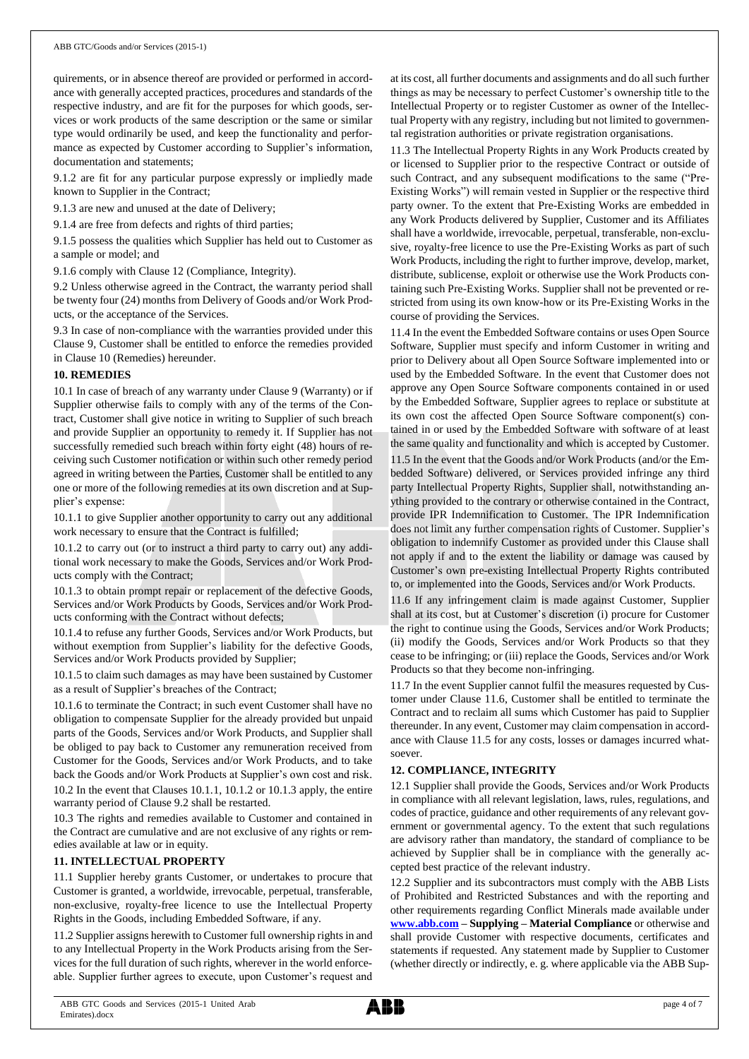quirements, or in absence thereof are provided or performed in accordance with generally accepted practices, procedures and standards of the respective industry, and are fit for the purposes for which goods, services or work products of the same description or the same or similar type would ordinarily be used, and keep the functionality and performance as expected by Customer according to Supplier's information, documentation and statements;

9.1.2 are fit for any particular purpose expressly or impliedly made known to Supplier in the Contract;

9.1.3 are new and unused at the date of Delivery;

9.1.4 are free from defects and rights of third parties;

9.1.5 possess the qualities which Supplier has held out to Customer as a sample or model; and

9.1.6 comply with Clause 12 (Compliance, Integrity).

9.2 Unless otherwise agreed in the Contract, the warranty period shall be twenty four (24) months from Delivery of Goods and/or Work Products, or the acceptance of the Services.

9.3 In case of non-compliance with the warranties provided under this Clause 9, Customer shall be entitled to enforce the remedies provided in Clause 10 (Remedies) hereunder.

**10. REMEDIES**

10.1 In case of breach of any warranty under Clause 9 (Warranty) or if Supplier otherwise fails to comply with any of the terms of the Contract, Customer shall give notice in writing to Supplier of such breach and provide Supplier an opportunity to remedy it. If Supplier has not successfully remedied such breach within forty eight (48) hours of receiving such Customer notification or within such other remedy period agreed in writing between the Parties, Customer shall be entitled to any one or more of the following remedies at its own discretion and at Supplier's expense:

10.1.1 to give Supplier another opportunity to carry out any additional work necessary to ensure that the Contract is fulfilled;

10.1.2 to carry out (or to instruct a third party to carry out) any additional work necessary to make the Goods, Services and/or Work Products comply with the Contract;

10.1.3 to obtain prompt repair or replacement of the defective Goods, Services and/or Work Products by Goods, Services and/or Work Products conforming with the Contract without defects;

10.1.4 to refuse any further Goods, Services and/or Work Products, but without exemption from Supplier's liability for the defective Goods, Services and/or Work Products provided by Supplier;

10.1.5 to claim such damages as may have been sustained by Customer as a result of Supplier's breaches of the Contract;

10.1.6 to terminate the Contract; in such event Customer shall have no obligation to compensate Supplier for the already provided but unpaid parts of the Goods, Services and/or Work Products, and Supplier shall be obliged to pay back to Customer any remuneration received from Customer for the Goods, Services and/or Work Products, and to take back the Goods and/or Work Products at Supplier's own cost and risk.

10.2 In the event that Clauses 10.1.1, 10.1.2 or 10.1.3 apply, the entire warranty period of Clause 9.2 shall be restarted.

10.3 The rights and remedies available to Customer and contained in the Contract are cumulative and are not exclusive of any rights or remedies available at law or in equity.

**11. INTELLECTUAL PROPERTY**

11.1 Supplier hereby grants Customer, or undertakes to procure that Customer is granted, a worldwide, irrevocable, perpetual, transferable, non-exclusive, royalty-free licence to use the Intellectual Property Rights in the Goods, including Embedded Software, if any.

11.2 Supplier assigns herewith to Customer full ownership rights in and to any Intellectual Property in the Work Products arising from the Services for the full duration of such rights, wherever in the world enforceable. Supplier further agrees to execute, upon Customer's request and at its cost, all further documents and assignments and do all such further things as may be necessary to perfect Customer's ownership title to the Intellectual Property or to register Customer as owner of the Intellectual Property with any registry, including but not limited to governmental registration authorities or private registration organisations.

11.3 The Intellectual Property Rights in any Work Products created by or licensed to Supplier prior to the respective Contract or outside of such Contract, and any subsequent modifications to the same ("Pre-Existing Works") will remain vested in Supplier or the respective third party owner. To the extent that Pre-Existing Works are embedded in any Work Products delivered by Supplier, Customer and its Affiliates shall have a worldwide, irrevocable, perpetual, transferable, non-exclusive, royalty-free licence to use the Pre-Existing Works as part of such Work Products, including the right to further improve, develop, market, distribute, sublicense, exploit or otherwise use the Work Products containing such Pre-Existing Works. Supplier shall not be prevented or restricted from using its own know-how or its Pre-Existing Works in the course of providing the Services.

11.4 In the event the Embedded Software contains or uses Open Source Software, Supplier must specify and inform Customer in writing and prior to Delivery about all Open Source Software implemented into or used by the Embedded Software. In the event that Customer does not approve any Open Source Software components contained in or used by the Embedded Software, Supplier agrees to replace or substitute at its own cost the affected Open Source Software component(s) contained in or used by the Embedded Software with software of at least the same quality and functionality and which is accepted by Customer.

11.5 In the event that the Goods and/or Work Products (and/or the Embedded Software) delivered, or Services provided infringe any third party Intellectual Property Rights, Supplier shall, notwithstanding anything provided to the contrary or otherwise contained in the Contract, provide IPR Indemnification to Customer. The IPR Indemnification does not limit any further compensation rights of Customer. Supplier's obligation to indemnify Customer as provided under this Clause shall not apply if and to the extent the liability or damage was caused by Customer's own pre-existing Intellectual Property Rights contributed to, or implemented into the Goods, Services and/or Work Products.

11.6 If any infringement claim is made against Customer, Supplier shall at its cost, but at Customer's discretion (i) procure for Customer the right to continue using the Goods, Services and/or Work Products; (ii) modify the Goods, Services and/or Work Products so that they cease to be infringing; or (iii) replace the Goods, Services and/or Work Products so that they become non-infringing.

11.7 In the event Supplier cannot fulfil the measures requested by Customer under Clause 11.6, Customer shall be entitled to terminate the Contract and to reclaim all sums which Customer has paid to Supplier thereunder. In any event, Customer may claim compensation in accordance with Clause 11.5 for any costs, losses or damages incurred whatsoever.

**12. COMPLIANCE, INTEGRITY**

12.1 Supplier shall provide the Goods, Services and/or Work Products in compliance with all relevant legislation, laws, rules, regulations, and codes of practice, guidance and other requirements of any relevant government or governmental agency. To the extent that such regulations are advisory rather than mandatory, the standard of compliance to be achieved by Supplier shall be in compliance with the generally accepted best practice of the relevant industry.

12.2 Supplier and its subcontractors must comply with the ABB Lists of Prohibited and Restricted Substances and with the reporting and other requirements regarding Conflict Minerals made available under **www.abb.com – Supplying – Material Compliance** or otherwise and shall provide Customer with respective documents, certificates and statements if requested. Any statement made by Supplier to Customer (whether directly or indirectly, e. g. where applicable via the ABB Sup-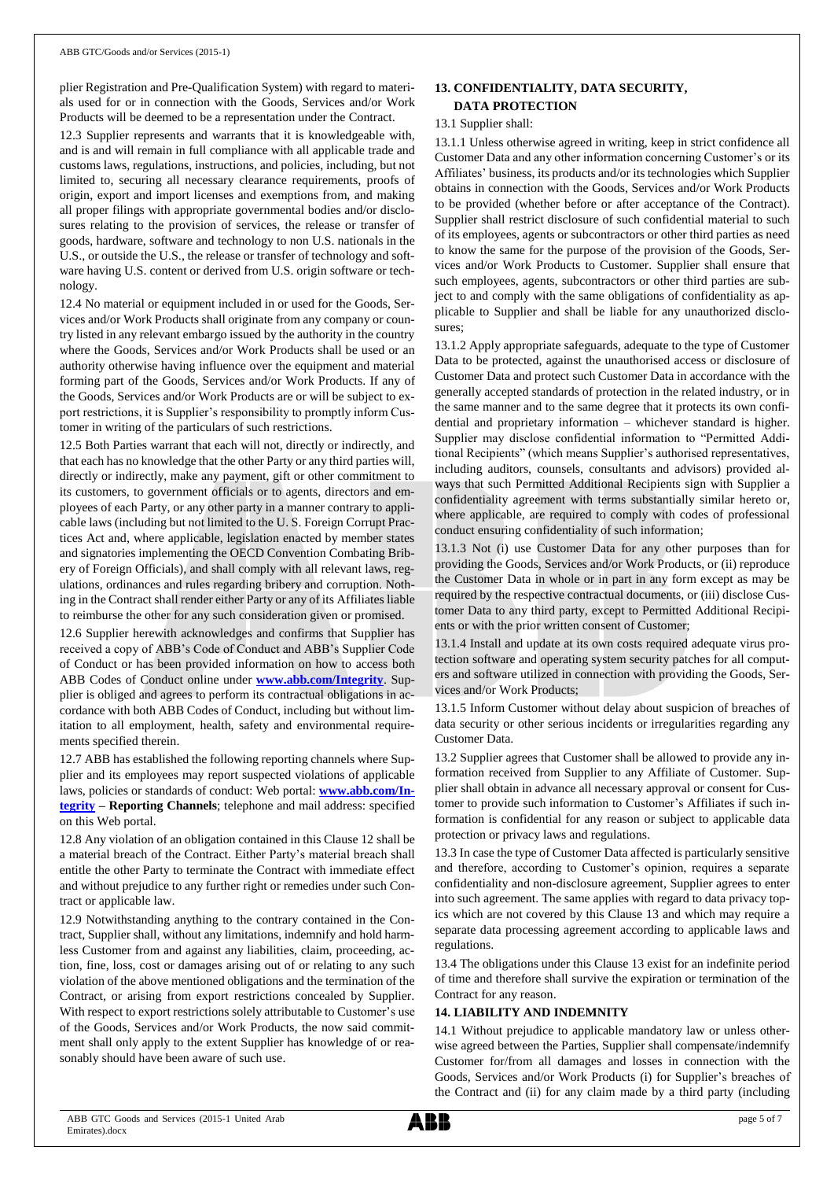plier Registration and Pre-Qualification System) with regard to materials used for or in connection with the Goods, Services and/or Work Products will be deemed to be a representation under the Contract.

12.3 Supplier represents and warrants that it is knowledgeable with, and is and will remain in full compliance with all applicable trade and customs laws, regulations, instructions, and policies, including, but not limited to, securing all necessary clearance requirements, proofs of origin, export and import licenses and exemptions from, and making all proper filings with appropriate governmental bodies and/or disclosures relating to the provision of services, the release or transfer of goods, hardware, software and technology to non U.S. nationals in the U.S., or outside the U.S., the release or transfer of technology and software having U.S. content or derived from U.S. origin software or technology.

12.4 No material or equipment included in or used for the Goods, Services and/or Work Products shall originate from any company or country listed in any relevant embargo issued by the authority in the country where the Goods, Services and/or Work Products shall be used or an authority otherwise having influence over the equipment and material forming part of the Goods, Services and/or Work Products. If any of the Goods, Services and/or Work Products are or will be subject to export restrictions, it is Supplier's responsibility to promptly inform Customer in writing of the particulars of such restrictions.

12.5 Both Parties warrant that each will not, directly or indirectly, and that each has no knowledge that the other Party or any third parties will, directly or indirectly, make any payment, gift or other commitment to its customers, to government officials or to agents, directors and employees of each Party, or any other party in a manner contrary to applicable laws (including but not limited to the U. S. Foreign Corrupt Practices Act and, where applicable, legislation enacted by member states and signatories implementing the OECD Convention Combating Bribery of Foreign Officials), and shall comply with all relevant laws, regulations, ordinances and rules regarding bribery and corruption. Nothing in the Contract shall render either Party or any of its Affiliates liable to reimburse the other for any such consideration given or promised.

12.6 Supplier herewith acknowledges and confirms that Supplier has received a copy of ABB's Code of Conduct and ABB's Supplier Code of Conduct or has been provided information on how to access both ABB Codes of Conduct online under **www.abb.com/Integrity**. Supplier is obliged and agrees to perform its contractual obligations in accordance with both ABB Codes of Conduct, including but without limitation to all employment, health, safety and environmental requirements specified therein.

12.7 ABB has established the following reporting channels where Supplier and its employees may report suspected violations of applicable laws, policies or standards of conduct: Web portal: **www.abb.com/Integrity** – **Reporting Channels**; telephone and mail address: specified on this Web portal.

12.8 Any violation of an obligation contained in this Clause 12 shall be a material breach of the Contract. Either Party's material breach shall entitle the other Party to terminate the Contract with immediate effect and without prejudice to any further right or remedies under such Contract or applicable law.

12.9 Notwithstanding anything to the contrary contained in the Contract, Supplier shall, without any limitations, indemnify and hold harmless Customer from and against any liabilities, claim, proceeding, action, fine, loss, cost or damages arising out of or relating to any such violation of the above mentioned obligations and the termination of the Contract, or arising from export restrictions concealed by Supplier. With respect to export restrictions solely attributable to Customer's use of the Goods, Services and/or Work Products, the now said commitment shall only apply to the extent Supplier has knowledge of or reasonably should have been aware of such use.

## 13. CONFIDENTIALITY, DATA SECURITY, DATA PROTECTION

13.1 Supplier shall:

13.1.1 Unless otherwise agreed in writing, keep in strict confidence all Customer Data and any other information concerning Customer's or its Affiliates' business, its products and/or its technologies which Supplier obtains in connection with the Goods, Services and/or Work Products to be provided (whether before or after acceptance of the Contract). Supplier shall restrict disclosure of such confidential material to such of its employees, agents or subcontractors or other third parties as need to know the same for the purpose of the provision of the Goods, Services and/or Work Products to Customer. Supplier shall ensure that such employees, agents, subcontractors or other third parties are subject to and comply with the same obligations of confidentiality as applicable to Supplier and shall be liable for any unauthorized disclosures;

13.1.2 Apply appropriate safeguards, adequate to the type of Customer Data to be protected, against the unauthorised access or disclosure of Customer Data and protect such Customer Data in accordance with the generally accepted standards of protection in the related industry, or in the same manner and to the same degree that it protects its own confidential and proprietary information – whichever standard is higher. Supplier may disclose confidential information to "Permitted Additional Recipients" (which means Supplier's authorised representatives, including auditors, counsels, consultants and advisors) provided always that such Permitted Additional Recipients sign with Supplier a confidentiality agreement with terms substantially similar hereto or, where applicable, are required to comply with codes of professional conduct ensuring confidentiality of such information;

13.1.3 Not (i) use Customer Data for any other purposes than for providing the Goods, Services and/or Work Products, or (ii) reproduce the Customer Data in whole or in part in any form except as may be required by the respective contractual documents, or (iii) disclose Customer Data to any third party, except to Permitted Additional Recipients or with the prior written consent of Customer;

13.1.4 Install and update at its own costs required adequate virus protection software and operating system security patches for all computers and software utilized in connection with providing the Goods, Services and/or Work Products;

13.1.5 Inform Customer without delay about suspicion of breaches of data security or other serious incidents or irregularities regarding any Customer Data.

13.2 Supplier agrees that Customer shall be allowed to provide any information received from Supplier to any Affiliate of Customer. Supplier shall obtain in advance all necessary approval or consent for Customer to provide such information to Customer's Affiliates if such information is confidential for any reason or subject to applicable data protection or privacy laws and regulations.

13.3 In case the type of Customer Data affected is particularly sensitive and therefore, according to Customer's opinion, requires a separate confidentiality and non-disclosure agreement, Supplier agrees to enter into such agreement. The same applies with regard to data privacy topics which are not covered by this Clause 13 and which may require a separate data processing agreement according to applicable laws and regulations.

13.4 The obligations under this Clause 13 exist for an indefinite period of time and therefore shall survive the expiration or termination of the Contract for any reason.

## 14. LIABILITY AND INDEMNITY

14.1 Without prejudice to applicable mandatory law or unless otherwise agreed between the Parties, Supplier shall compensate/indemnify Customer for/from all damages and losses in connection with the Goods, Services and/or Work Products (i) for Supplier's breaches of the Contract and (ii) for any claim made by a third party (including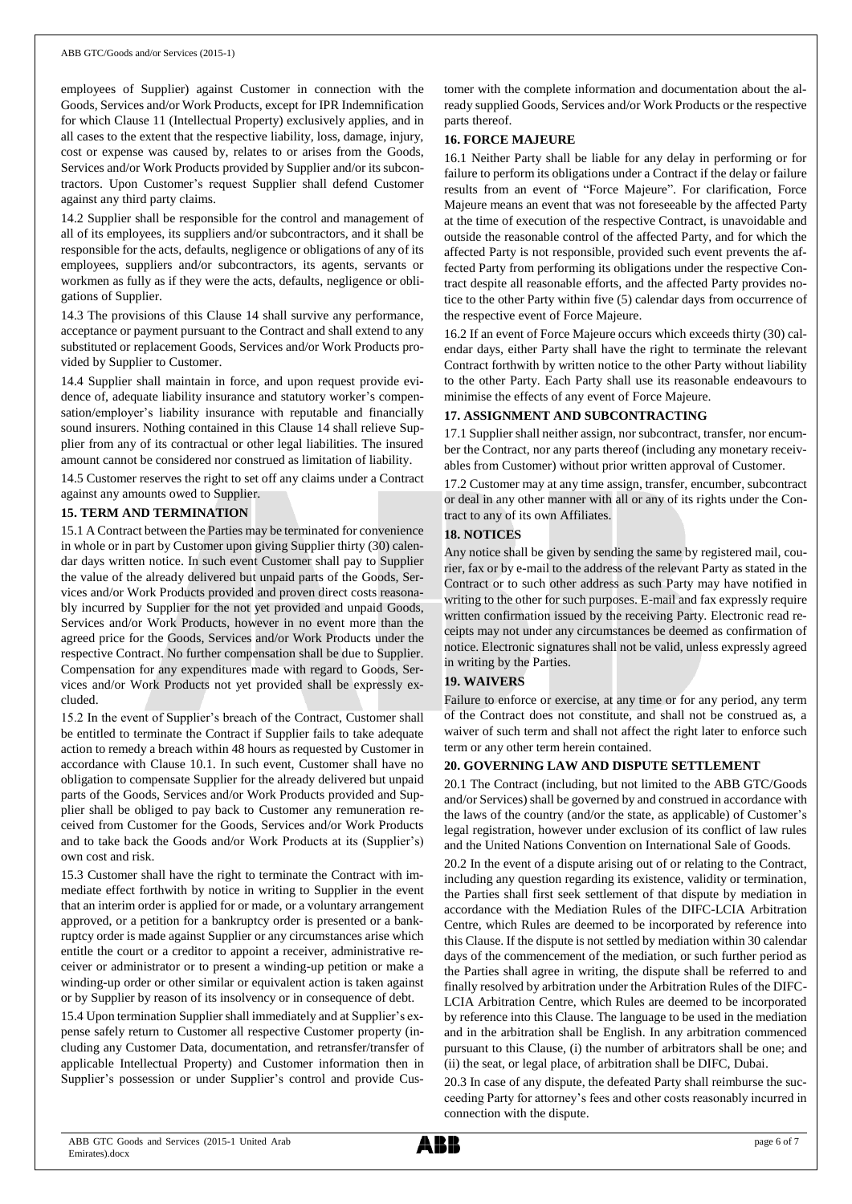employees of Supplier) against Customer in connection with the Goods, Services and/or Work Products, except for IPR Indemnification for which Clause 11 (Intellectual Property) exclusively applies, and in all cases to the extent that the respective liability, loss, damage, injury, cost or expense was caused by, relates to or arises from the Goods, Services and/or Work Products provided by Supplier and/or its subcontractors. Upon Customer's request Supplier shall defend Customer against any third party claims.

14.2 Supplier shall be responsible for the control and management of all of its employees, its suppliers and/or subcontractors, and it shall be responsible for the acts, defaults, negligence or obligations of any of its employees, suppliers and/or subcontractors, its agents, servants or workmen as fully as if they were the acts, defaults, negligence or obligations of Supplier.

14.3 The provisions of this Clause 14 shall survive any performance, acceptance or payment pursuant to the Contract and shall extend to any substituted or replacement Goods, Services and/or Work Products provided by Supplier to Customer.

14.4 Supplier shall maintain in force, and upon request provide evidence of, adequate liability insurance and statutory worker's compensation/employer's liability insurance with reputable and financially sound insurers. Nothing contained in this Clause 14 shall relieve Supplier from any of its contractual or other legal liabilities. The insured amount cannot be considered nor construed as limitation of liability.

14.5 Customer reserves the right to set off any claims under a Contract against any amounts owed to Supplier.

## 15. TERM AND TERMINATION

15.1 A Contract between the Parties may be terminated for convenience in whole or in part by Customer upon giving Supplier thirty (30) calendar days written notice. In such event Customer shall pay to Supplier the value of the already delivered but unpaid parts of the Goods, Services and/or Work Products provided and proven direct costs reasonably incurred by Supplier for the not yet provided and unpaid Goods, Services and/or Work Products, however in no event more than the agreed price for the Goods, Services and/or Work Products under the respective Contract. No further compensation shall be due to Supplier. Compensation for any expenditures made with regard to Goods, Services and/or Work Products not yet provided shall be expressly excluded.

15.2 In the event of Supplier's breach of the Contract, Customer shall be entitled to terminate the Contract if Supplier fails to take adequate action to remedy a breach within 48 hours as requested by Customer in accordance with Clause 10.1. In such event, Customer shall have no obligation to compensate Supplier for the already delivered but unpaid parts of the Goods, Services and/or Work Products provided and Supplier shall be obliged to pay back to Customer any remuneration received from Customer for the Goods, Services and/or Work Products and to take back the Goods and/or Work Products at its (Supplier's) own cost and risk.

15.3 Customer shall have the right to terminate the Contract with immediate effect forthwith by notice in writing to Supplier in the event that an interim order is applied for or made, or a voluntary arrangement approved, or a petition for a bankruptcy order is presented or a bankruptcy order is made against Supplier or any circumstances arise which entitle the court or a creditor to appoint a receiver, administrative receiver or administrator or to present a winding-up petition or make a winding-up order or other similar or equivalent action is taken against or by Supplier by reason of its insolvency or in consequence of debt.

15.4 Upon termination Supplier shall immediately and at Supplier's expense safely return to Customer all respective Customer property (including any Customer Data, documentation, and retransfer/transfer of applicable Intellectual Property) and Customer information then in Supplier's possession or under Supplier's control and provide Customer with the complete information and documentation about the already supplied Goods, Services and/or Work Products or the respective parts thereof.

## 16. FORCE MAJEURE

16.1 Neither Party shall be liable for any delay in performing or for failure to perform its obligations under a Contract if the delay or failure results from an event of "Force Majeure". For clarification, Force Majeure means an event that was not foreseeable by the affected Party at the time of execution of the respective Contract, is unavoidable and outside the reasonable control of the affected Party, and for which the affected Party is not responsible, provided such event prevents the affected Party from performing its obligations under the respective Contract despite all reasonable efforts, and the affected Party provides notice to the other Party within five (5) calendar days from occurrence of the respective event of Force Majeure.

16.2 If an event of Force Majeure occurs which exceeds thirty (30) calendar days, either Party shall have the right to terminate the relevant Contract forthwith by written notice to the other Party without liability to the other Party. Each Party shall use its reasonable endeavours to minimise the effects of any event of Force Majeure.

## 17. ASSIGNMENT AND SUBCONTRACTING

17.1 Supplier shall neither assign, nor subcontract, transfer, nor encumber the Contract, nor any parts thereof (including any monetary receivables from Customer) without prior written approval of Customer.

17.2 Customer may at any time assign, transfer, encumber, subcontract or deal in any other manner with all or any of its rights under the Contract to any of its own Affiliates.

## 18. NOTICES

Any notice shall be given by sending the same by registered mail, courier, fax or by e-mail to the address of the relevant Party as stated in the Contract or to such other address as such Party may have notified in writing to the other for such purposes. E-mail and fax expressly require written confirmation issued by the receiving Party. Electronic read receipts may not under any circumstances be deemed as confirmation of notice. Electronic signatures shall not be valid, unless expressly agreed in writing by the Parties.

## 19. WAIVERS

Failure to enforce or exercise, at any time or for any period, any term of the Contract does not constitute, and shall not be construed as, a waiver of such term and shall not affect the right later to enforce such term or any other term herein contained.

## 20. GOVERNING LAW AND DISPUTE SETTLEMENT

20.1 The Contract (including, but not limited to the ABB GTC/Goods and/or Services) shall be governed by and construed in accordance with the laws of the country (and/or the state, as applicable) of Customer's legal registration, however under exclusion of its conflict of law rules and the United Nations Convention on International Sale of Goods.

20.2 In the event of a dispute arising out of or relating to the Contract, including any question regarding its existence, validity or termination, the Parties shall first seek settlement of that dispute by mediation in accordance with the Mediation Rules of the DIFC-LCIA Arbitration Centre, which Rules are deemed to be incorporated by reference into this Clause. If the dispute is not settled by mediation within 30 calendar days of the commencement of the mediation, or such further period as the Parties shall agree in writing, the dispute shall be referred to and finally resolved by arbitration under the Arbitration Rules of the DIFC-LCIA Arbitration Centre, which Rules are deemed to be incorporated by reference into this Clause. The language to be used in the mediation and in the arbitration shall be English. In any arbitration commenced pursuant to this Clause, (i) the number of arbitrators shall be one; and (ii) the seat, or legal place, of arbitration shall be DIFC, Dubai.

20.3 In case of any dispute, the defeated Party shall reimburse the succeeding Party for attorney's fees and other costs reasonably incurred in connection with the dispute.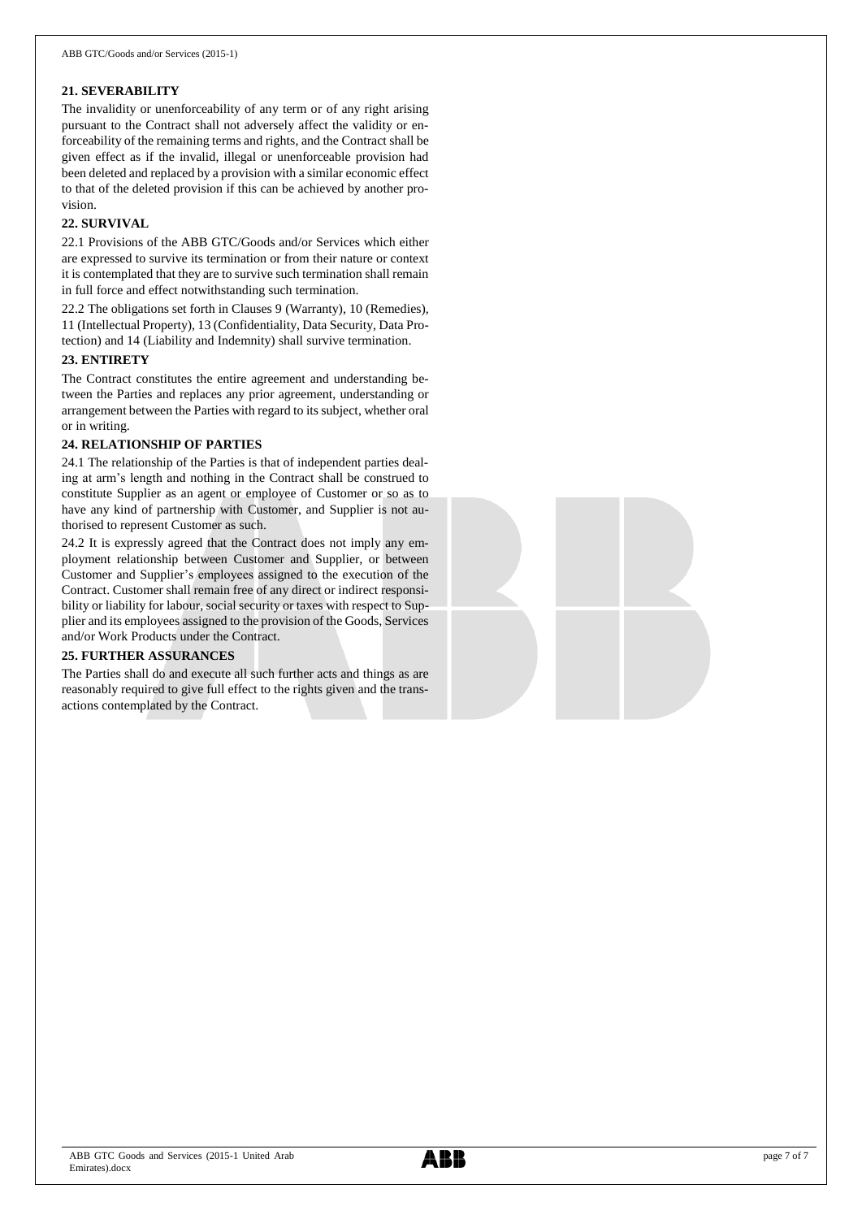## 21. SEVERABILITY

The invalidity or unenforceability of any term or of any right arising pursuant to the Contract shall not adversely affect the validity or enforceability of the remaining terms and rights, and the Contract shall be given effect as if the invalid, illegal or unenforceable provision had been deleted and replaced by a provision with a similar economic effect to that of the deleted provision if this can be achieved by another provision.

## 22. SURVIVAL

22.1 Provisions of the ABB GTC/Goods and/or Services which either are expressed to survive its termination or from their nature or context it is contemplated that they are to survive such termination shall remain in full force and effect notwithstanding such termination.

22.2 The obligations set forth in Clauses 9 (Warranty), 10 (Remedies), 11 (Intellectual Property), 13 (Confidentiality, Data Security, Data Protection) and 14 (Liability and Indemnity) shall survive termination.

## 23. ENTIRETY

The Contract constitutes the entire agreement and understanding between the Parties and replaces any prior agreement, understanding or arrangement between the Parties with regard to its subject, whether oral or in writing.

## 24. RELATIONSHIP OF PARTIES

24.1 The relationship of the Parties is that of independent parties dealing at arm's length and nothing in the Contract shall be construed to constitute Supplier as an agent or employee of Customer or so as to have any kind of partnership with Customer, and Supplier is not authorised to represent Customer as such.

24.2 It is expressly agreed that the Contract does not imply any employment relationship between Customer and Supplier, or between Customer and Supplier's employees assigned to the execution of the Contract. Customer shall remain free of any direct or indirect responsibility or liability for labour, social security or taxes with respect to Supplier and its employees assigned to the provision of the Goods, Services and/or Work Products under the Contract.

## 25. FURTHER ASSURANCES

The Parties shall do and execute all such further acts and things as are reasonably required to give full effect to the rights given and the transactions contemplated by the Contract.